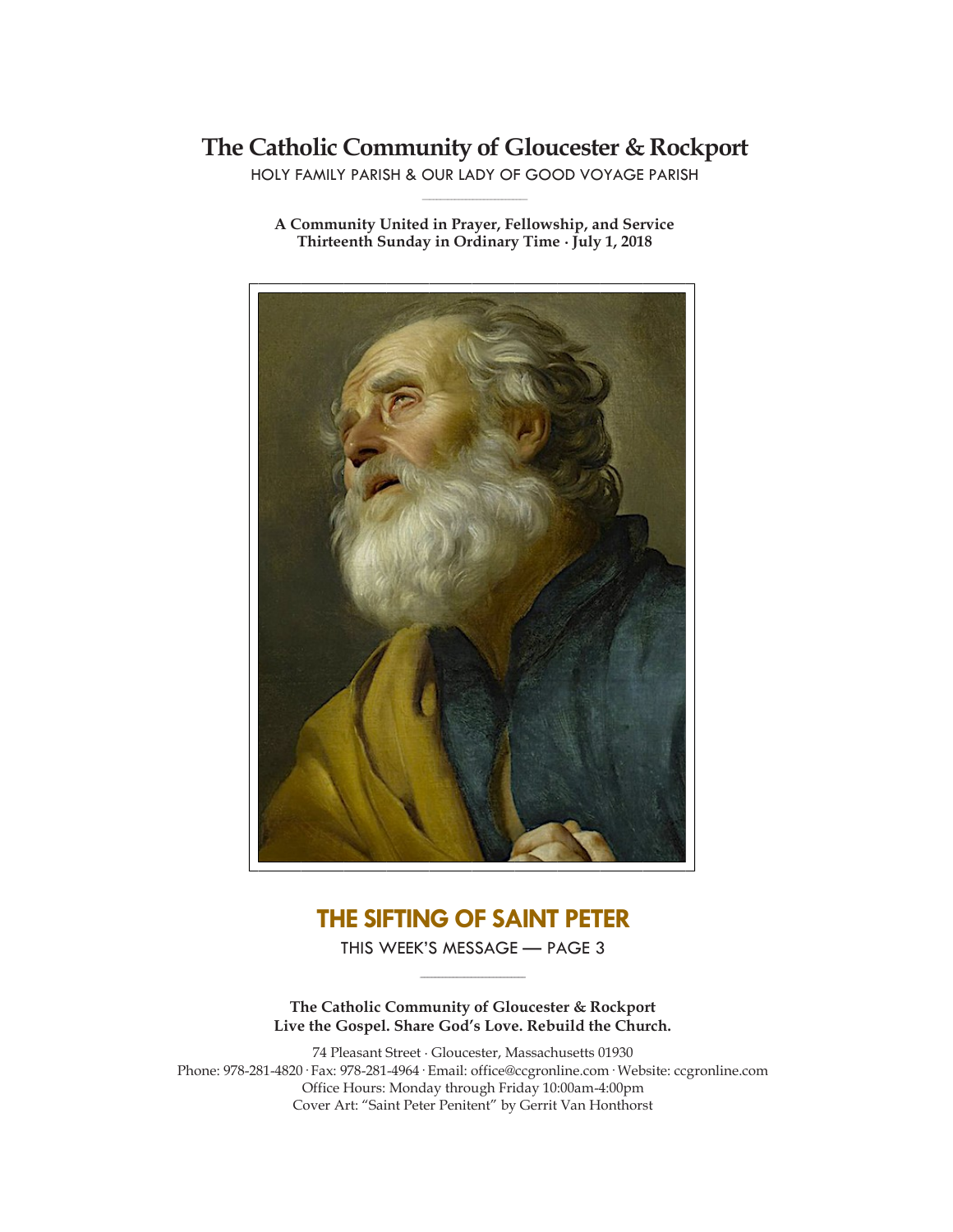# The Catholic Community of Gloucester & Rockport

HOLY FAMILY PARISH & OUR LADY OF GOOD VOYAGE PARISH

**A Community United in Prayer, Fellowship, and Service**
**Thirteenth Sunday in Ordinary Time · July 1, 2018**

## THE SIFTING OF SAINT PETER

THIS WEEK'S MESSAGE — PAGE 3

**The Catholic Community of Gloucester & Rockport**
**Live the Gospel. Share God's Love. Rebuild the Church.**

74 Pleasant Street · Gloucester, Massachusetts 01930
Phone: 978-281-4820 · Fax: 978-281-4964 · Email: office@ccgronline.com · Website: ccgronline.com
Office Hours: Monday through Friday 10:00am-4:00pm
Cover Art: "Saint Peter Penitent" by Gerrit Van Honthorst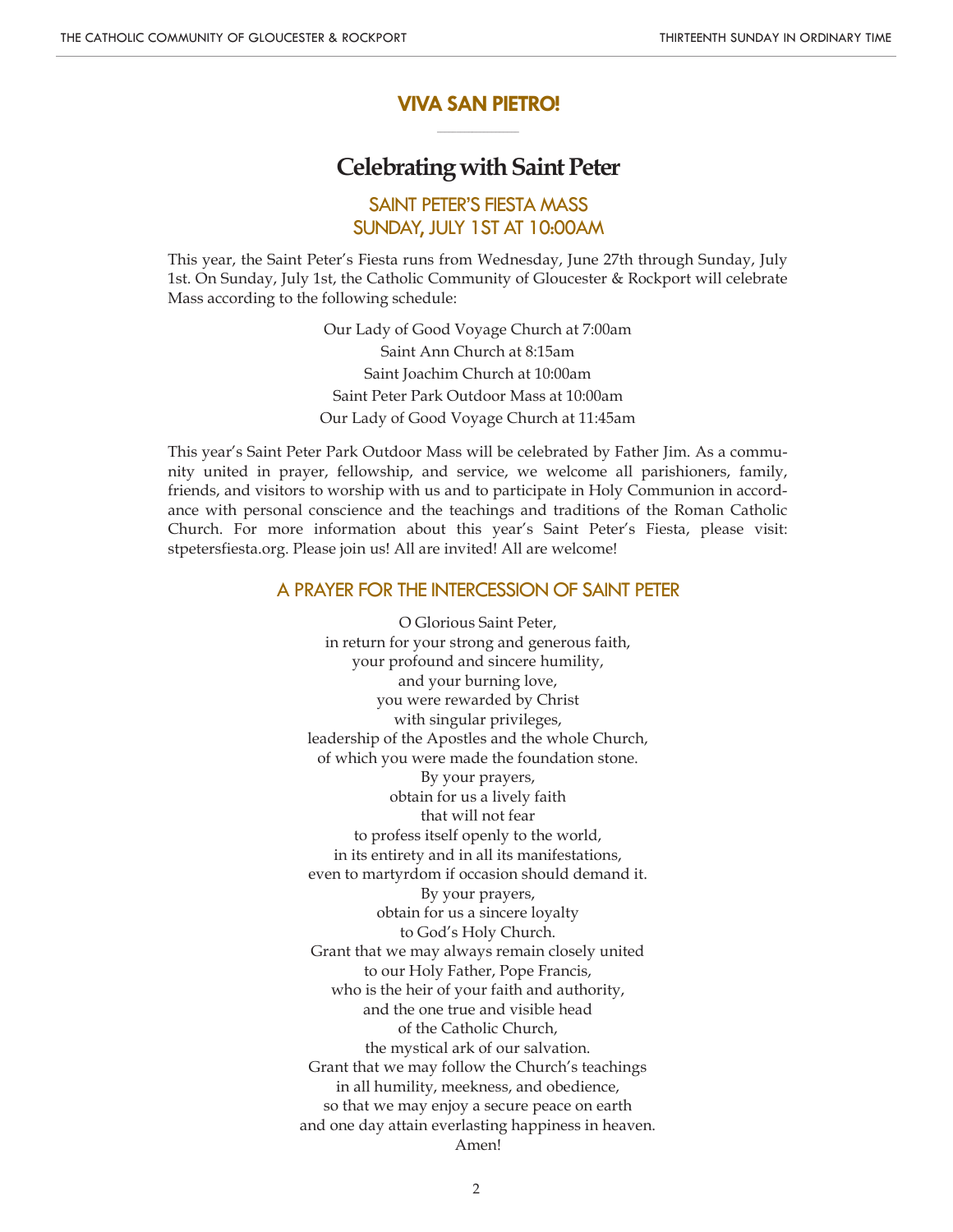## VIVA SAN PIETRO!

# Celebrating with Saint Peter

### SAINT PETER'S FIESTA MASS
### SUNDAY, JULY 1ST AT 10:00AM

This year, the Saint Peter's Fiesta runs from Wednesday, June 27th through Sunday, July 1st. On Sunday, July 1st, the Catholic Community of Gloucester & Rockport will celebrate Mass according to the following schedule:

Our Lady of Good Voyage Church at 7:00am
Saint Ann Church at 8:15am
Saint Joachim Church at 10:00am
Saint Peter Park Outdoor Mass at 10:00am
Our Lady of Good Voyage Church at 11:45am

This year's Saint Peter Park Outdoor Mass will be celebrated by Father Jim. As a community united in prayer, fellowship, and service, we welcome all parishioners, family, friends, and visitors to worship with us and to participate in Holy Communion in accordance with personal conscience and the teachings and traditions of the Roman Catholic Church. For more information about this year's Saint Peter's Fiesta, please visit: stpetersfiesta.org. Please join us! All are invited! All are welcome!

### A PRAYER FOR THE INTERCESSION OF SAINT PETER

O Glorious Saint Peter,
in return for your strong and generous faith,
your profound and sincere humility,
and your burning love,
you were rewarded by Christ
with singular privileges,
leadership of the Apostles and the whole Church,
of which you were made the foundation stone.
By your prayers,
obtain for us a lively faith
that will not fear
to profess itself openly to the world,
in its entirety and in all its manifestations,
even to martyrdom if occasion should demand it.
By your prayers,
obtain for us a sincere loyalty
to God's Holy Church.
Grant that we may always remain closely united
to our Holy Father, Pope Francis,
who is the heir of your faith and authority,
and the one true and visible head
of the Catholic Church,
the mystical ark of our salvation.
Grant that we may follow the Church's teachings
in all humility, meekness, and obedience,
so that we may enjoy a secure peace on earth
and one day attain everlasting happiness in heaven.
Amen!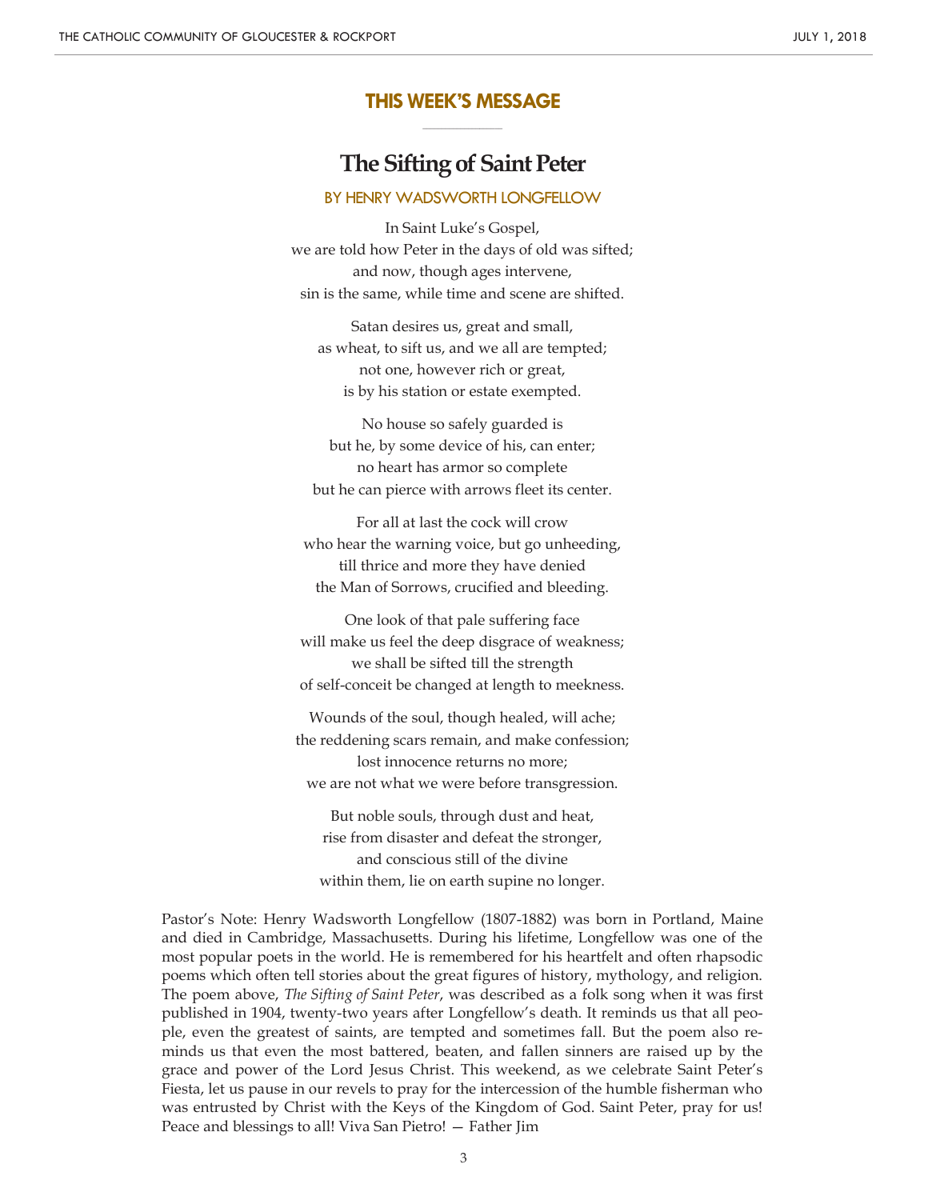## THIS WEEK'S MESSAGE

# The Sifting of Saint Peter

### BY HENRY WADSWORTH LONGFELLOW

In Saint Luke's Gospel,  
we are told how Peter in the days of old was sifted;  
and now, though ages intervene,  
sin is the same, while time and scene are shifted.

Satan desires us, great and small,  
as wheat, to sift us, and we all are tempted;  
not one, however rich or great,  
is by his station or estate exempted.

No house so safely guarded is  
but he, by some device of his, can enter;  
no heart has armor so complete  
but he can pierce with arrows fleet its center.

For all at last the cock will crow  
who hear the warning voice, but go unheeding,  
till thrice and more they have denied  
the Man of Sorrows, crucified and bleeding.

One look of that pale suffering face  
will make us feel the deep disgrace of weakness;  
we shall be sifted till the strength  
of self-conceit be changed at length to meekness.

Wounds of the soul, though healed, will ache;  
the reddening scars remain, and make confession;  
lost innocence returns no more;  
we are not what we were before transgression.

But noble souls, through dust and heat,  
rise from disaster and defeat the stronger,  
and conscious still of the divine  
within them, lie on earth supine no longer.

Pastor's Note: Henry Wadsworth Longfellow (1807-1882) was born in Portland, Maine and died in Cambridge, Massachusetts. During his lifetime, Longfellow was one of the most popular poets in the world. He is remembered for his heartfelt and often rhapsodic poems which often tell stories about the great figures of history, mythology, and religion. The poem above, *The Sifting of Saint Peter*, was described as a folk song when it was first published in 1904, twenty-two years after Longfellow's death. It reminds us that all people, even the greatest of saints, are tempted and sometimes fall. But the poem also reminds us that even the most battered, beaten, and fallen sinners are raised up by the grace and power of the Lord Jesus Christ. This weekend, as we celebrate Saint Peter's Fiesta, let us pause in our revels to pray for the intercession of the humble fisherman who was entrusted by Christ with the Keys of the Kingdom of God. Saint Peter, pray for us! Peace and blessings to all! Viva San Pietro! — Father Jim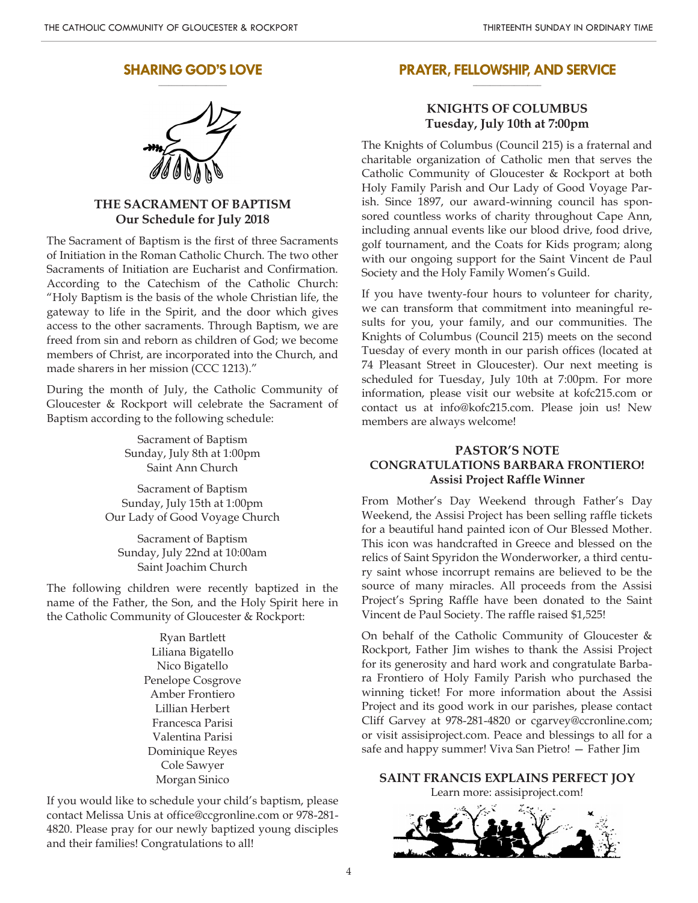## SHARING GOD'S LOVE

### THE SACRAMENT OF BAPTISM
### Our Schedule for July 2018

The Sacrament of Baptism is the first of three Sacraments of Initiation in the Roman Catholic Church. The two other Sacraments of Initiation are Eucharist and Confirmation. According to the Catechism of the Catholic Church: "Holy Baptism is the basis of the whole Christian life, the gateway to life in the Spirit, and the door which gives access to the other sacraments. Through Baptism, we are freed from sin and reborn as children of God; we become members of Christ, are incorporated into the Church, and made sharers in her mission (CCC 1213)."

During the month of July, the Catholic Community of Gloucester & Rockport will celebrate the Sacrament of Baptism according to the following schedule:

Sacrament of Baptism
Sunday, July 8th at 1:00pm
Saint Ann Church

Sacrament of Baptism
Sunday, July 15th at 1:00pm
Our Lady of Good Voyage Church

Sacrament of Baptism
Sunday, July 22nd at 10:00am
Saint Joachim Church

The following children were recently baptized in the name of the Father, the Son, and the Holy Spirit here in the Catholic Community of Gloucester & Rockport:

Ryan Bartlett
Liliana Bigatello
Nico Bigatello
Penelope Cosgrove
Amber Frontiero
Lillian Herbert
Francesca Parisi
Valentina Parisi
Dominique Reyes
Cole Sawyer
Morgan Sinico

If you would like to schedule your child's baptism, please contact Melissa Unis at office@ccgronline.com or 978-281-4820. Please pray for our newly baptized young disciples and their families! Congratulations to all!

## PRAYER, FELLOWSHIP, AND SERVICE

### KNIGHTS OF COLUMBUS
### Tuesday, July 10th at 7:00pm

The Knights of Columbus (Council 215) is a fraternal and charitable organization of Catholic men that serves the Catholic Community of Gloucester & Rockport at both Holy Family Parish and Our Lady of Good Voyage Parish. Since 1897, our award-winning council has sponsored countless works of charity throughout Cape Ann, including annual events like our blood drive, food drive, golf tournament, and the Coats for Kids program; along with our ongoing support for the Saint Vincent de Paul Society and the Holy Family Women's Guild.

If you have twenty-four hours to volunteer for charity, we can transform that commitment into meaningful results for you, your family, and our communities. The Knights of Columbus (Council 215) meets on the second Tuesday of every month in our parish offices (located at 74 Pleasant Street in Gloucester). Our next meeting is scheduled for Tuesday, July 10th at 7:00pm. For more information, please visit our website at kofc215.com or contact us at info@kofc215.com. Please join us! New members are always welcome!

### PASTOR'S NOTE
### CONGRATULATIONS BARBARA FRONTIERO!
### Assisi Project Raffle Winner

From Mother's Day Weekend through Father's Day Weekend, the Assisi Project has been selling raffle tickets for a beautiful hand painted icon of Our Blessed Mother. This icon was handcrafted in Greece and blessed on the relics of Saint Spyridon the Wonderworker, a third century saint whose incorrupt remains are believed to be the source of many miracles. All proceeds from the Assisi Project's Spring Raffle have been donated to the Saint Vincent de Paul Society. The raffle raised $1,525!

On behalf of the Catholic Community of Gloucester & Rockport, Father Jim wishes to thank the Assisi Project for its generosity and hard work and congratulate Barbara Frontiero of Holy Family Parish who purchased the winning ticket! For more information about the Assisi Project and its good work in our parishes, please contact Cliff Garvey at 978-281-4820 or cgarvey@ccronline.com; or visit assisiproject.com. Peace and blessings to all for a safe and happy summer! Viva San Pietro! — Father Jim

### SAINT FRANCIS EXPLAINS PERFECT JOY
Learn more: assisiproject.com!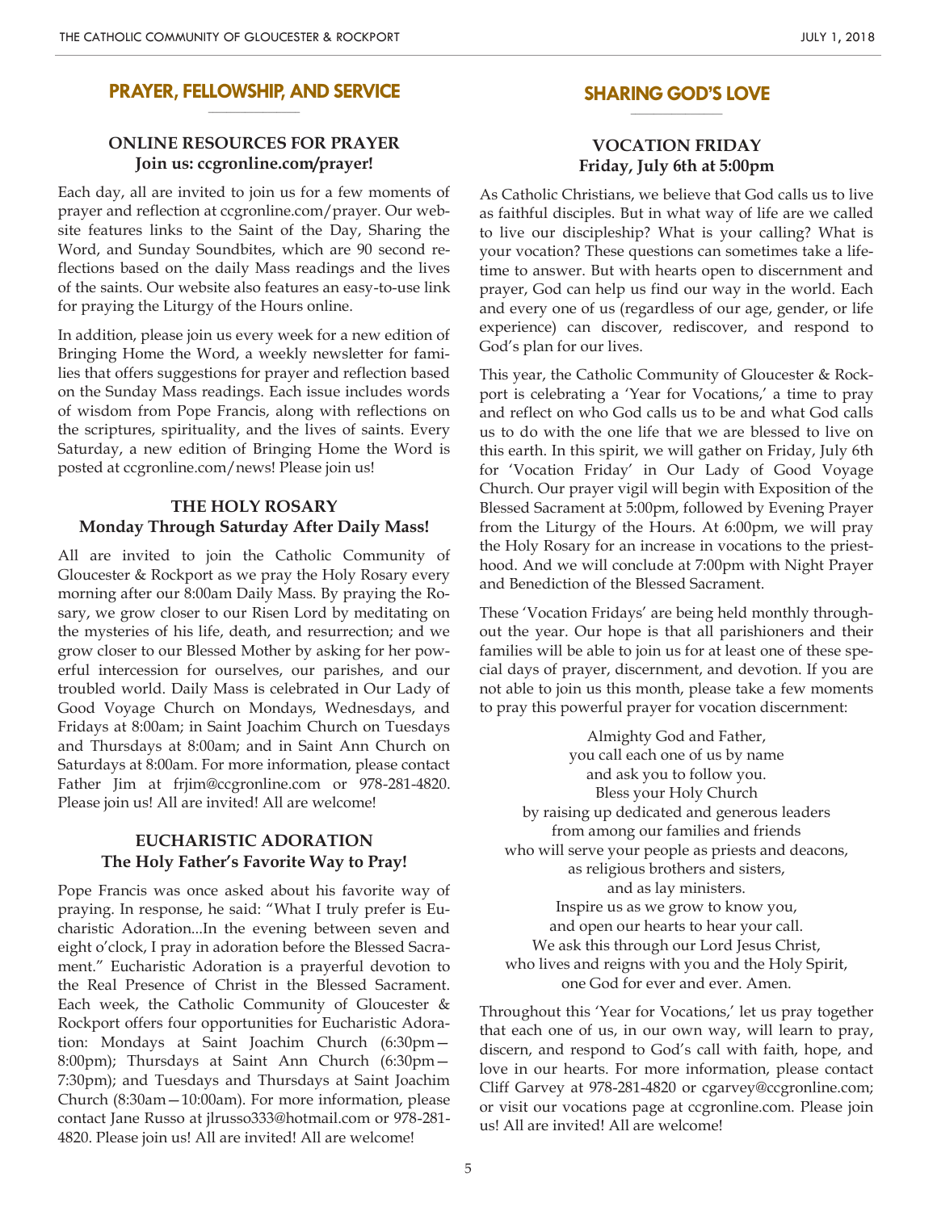## PRAYER, FELLOWSHIP, AND SERVICE

### ONLINE RESOURCES FOR PRAYER
**Join us: ccgronline.com/prayer!**

Each day, all are invited to join us for a few moments of prayer and reflection at ccgronline.com/prayer. Our website features links to the Saint of the Day, Sharing the Word, and Sunday Soundbites, which are 90 second reflections based on the daily Mass readings and the lives of the saints. Our website also features an easy-to-use link for praying the Liturgy of the Hours online.

In addition, please join us every week for a new edition of Bringing Home the Word, a weekly newsletter for families that offers suggestions for prayer and reflection based on the Sunday Mass readings. Each issue includes words of wisdom from Pope Francis, along with reflections on the scriptures, spirituality, and the lives of saints. Every Saturday, a new edition of Bringing Home the Word is posted at ccgronline.com/news! Please join us!

### THE HOLY ROSARY
**Monday Through Saturday After Daily Mass!**

All are invited to join the Catholic Community of Gloucester & Rockport as we pray the Holy Rosary every morning after our 8:00am Daily Mass. By praying the Rosary, we grow closer to our Risen Lord by meditating on the mysteries of his life, death, and resurrection; and we grow closer to our Blessed Mother by asking for her powerful intercession for ourselves, our parishes, and our troubled world. Daily Mass is celebrated in Our Lady of Good Voyage Church on Mondays, Wednesdays, and Fridays at 8:00am; in Saint Joachim Church on Tuesdays and Thursdays at 8:00am; and in Saint Ann Church on Saturdays at 8:00am. For more information, please contact Father Jim at frjim@ccgronline.com or 978-281-4820. Please join us! All are invited! All are welcome!

### EUCHARISTIC ADORATION
**The Holy Father's Favorite Way to Pray!**

Pope Francis was once asked about his favorite way of praying. In response, he said: "What I truly prefer is Eucharistic Adoration...In the evening between seven and eight o'clock, I pray in adoration before the Blessed Sacrament." Eucharistic Adoration is a prayerful devotion to the Real Presence of Christ in the Blessed Sacrament. Each week, the Catholic Community of Gloucester & Rockport offers four opportunities for Eucharistic Adoration: Mondays at Saint Joachim Church (6:30pm—8:00pm); Thursdays at Saint Ann Church (6:30pm—7:30pm); and Tuesdays and Thursdays at Saint Joachim Church (8:30am—10:00am). For more information, please contact Jane Russo at jlrusso333@hotmail.com or 978-281-4820. Please join us! All are invited! All are welcome!

## SHARING GOD'S LOVE

### VOCATION FRIDAY
**Friday, July 6th at 5:00pm**

As Catholic Christians, we believe that God calls us to live as faithful disciples. But in what way of life are we called to live our discipleship? What is your calling? What is your vocation? These questions can sometimes take a lifetime to answer. But with hearts open to discernment and prayer, God can help us find our way in the world. Each and every one of us (regardless of our age, gender, or life experience) can discover, rediscover, and respond to God's plan for our lives.

This year, the Catholic Community of Gloucester & Rockport is celebrating a 'Year for Vocations,' a time to pray and reflect on who God calls us to be and what God calls us to do with the one life that we are blessed to live on this earth. In this spirit, we will gather on Friday, July 6th for 'Vocation Friday' in Our Lady of Good Voyage Church. Our prayer vigil will begin with Exposition of the Blessed Sacrament at 5:00pm, followed by Evening Prayer from the Liturgy of the Hours. At 6:00pm, we will pray the Holy Rosary for an increase in vocations to the priesthood. And we will conclude at 7:00pm with Night Prayer and Benediction of the Blessed Sacrament.

These 'Vocation Fridays' are being held monthly throughout the year. Our hope is that all parishioners and their families will be able to join us for at least one of these special days of prayer, discernment, and devotion. If you are not able to join us this month, please take a few moments to pray this powerful prayer for vocation discernment:

Almighty God and Father,
you call each one of us by name
and ask you to follow you.
Bless your Holy Church
by raising up dedicated and generous leaders
from among our families and friends
who will serve your people as priests and deacons,
as religious brothers and sisters,
and as lay ministers.
Inspire us as we grow to know you,
and open our hearts to hear your call.
We ask this through our Lord Jesus Christ,
who lives and reigns with you and the Holy Spirit,
one God for ever and ever. Amen.

Throughout this 'Year for Vocations,' let us pray together that each one of us, in our own way, will learn to pray, discern, and respond to God's call with faith, hope, and love in our hearts. For more information, please contact Cliff Garvey at 978-281-4820 or cgarvey@ccgronline.com; or visit our vocations page at ccgronline.com. Please join us! All are invited! All are welcome!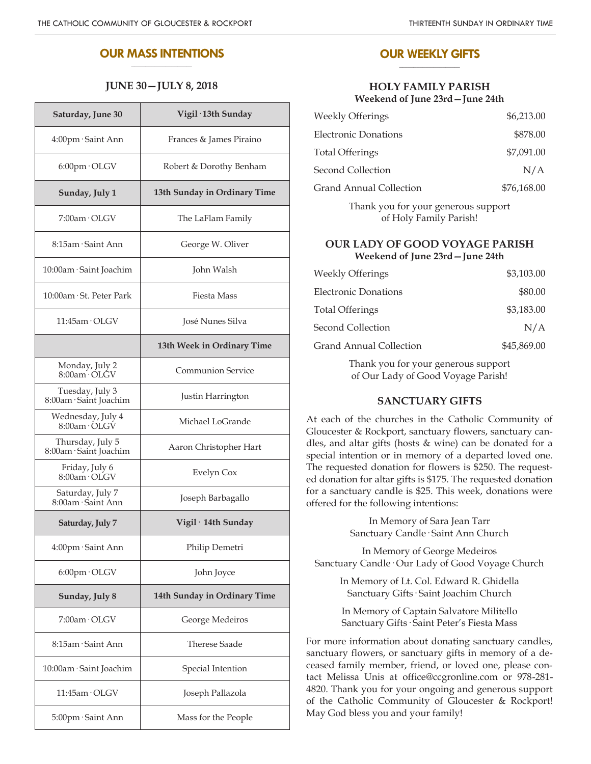## OUR MASS INTENTIONS

### JUNE 30—JULY 8, 2018

| Saturday, June 30 | Vigil · 13th Sunday |
|---|---|
| 4:00pm · Saint Ann | Frances & James Piraino |
| 6:00pm · OLGV | Robert & Dorothy Benham |
| **Sunday, July 1** | **13th Sunday in Ordinary Time** |
| 7:00am · OLGV | The LaFlam Family |
| 8:15am · Saint Ann | George W. Oliver |
| 10:00am · Saint Joachim | John Walsh |
| 10:00am · St. Peter Park | Fiesta Mass |
| 11:45am · OLGV | José Nunes Silva |
| | **13th Week in Ordinary Time** |
| Monday, July 2 8:00am · OLGV | Communion Service |
| Tuesday, July 3 8:00am · Saint Joachim | Justin Harrington |
| Wednesday, July 4 8:00am · OLGV | Michael LoGrande |
| Thursday, July 5 8:00am · Saint Joachim | Aaron Christopher Hart |
| Friday, July 6 8:00am · OLGV | Evelyn Cox |
| Saturday, July 7 8:00am · Saint Ann | Joseph Barbagallo |
| **Saturday, July 7** | **Vigil · 14th Sunday** |
| 4:00pm · Saint Ann | Philip Demetri |
| 6:00pm · OLGV | John Joyce |
| **Sunday, July 8** | **14th Sunday in Ordinary Time** |
| 7:00am · OLGV | George Medeiros |
| 8:15am · Saint Ann | Therese Saade |
| 10:00am · Saint Joachim | Special Intention |
| 11:45am · OLGV | Joseph Pallazola |
| 5:00pm · Saint Ann | Mass for the People |

## OUR WEEKLY GIFTS

### HOLY FAMILY PARISH
**Weekend of June 23rd—June 24th**

| | |
|---|---|
| Weekly Offerings | $6,213.00 |
| Electronic Donations | $878.00 |
| Total Offerings | $7,091.00 |
| Second Collection | N/A |
| Grand Annual Collection | $76,168.00 |

Thank you for your generous support of Holy Family Parish!

### OUR LADY OF GOOD VOYAGE PARISH
**Weekend of June 23rd—June 24th**

| | |
|---|---|
| Weekly Offerings | $3,103.00 |
| Electronic Donations | $80.00 |
| Total Offerings | $3,183.00 |
| Second Collection | N/A |
| Grand Annual Collection | $45,869.00 |

Thank you for your generous support of Our Lady of Good Voyage Parish!

### SANCTUARY GIFTS

At each of the churches in the Catholic Community of Gloucester & Rockport, sanctuary flowers, sanctuary candles, and altar gifts (hosts & wine) can be donated for a special intention or in memory of a departed loved one. The requested donation for flowers is $250. The requested donation for altar gifts is $175. The requested donation for a sanctuary candle is $25. This week, donations were offered for the following intentions:

In Memory of Sara Jean Tarr
Sanctuary Candle · Saint Ann Church

In Memory of George Medeiros
Sanctuary Candle · Our Lady of Good Voyage Church

In Memory of Lt. Col. Edward R. Ghidella
Sanctuary Gifts · Saint Joachim Church

In Memory of Captain Salvatore Militello
Sanctuary Gifts · Saint Peter's Fiesta Mass

For more information about donating sanctuary candles, sanctuary flowers, or sanctuary gifts in memory of a deceased family member, friend, or loved one, please contact Melissa Unis at office@ccgronline.com or 978-281-4820. Thank you for your ongoing and generous support of the Catholic Community of Gloucester & Rockport! May God bless you and your family!